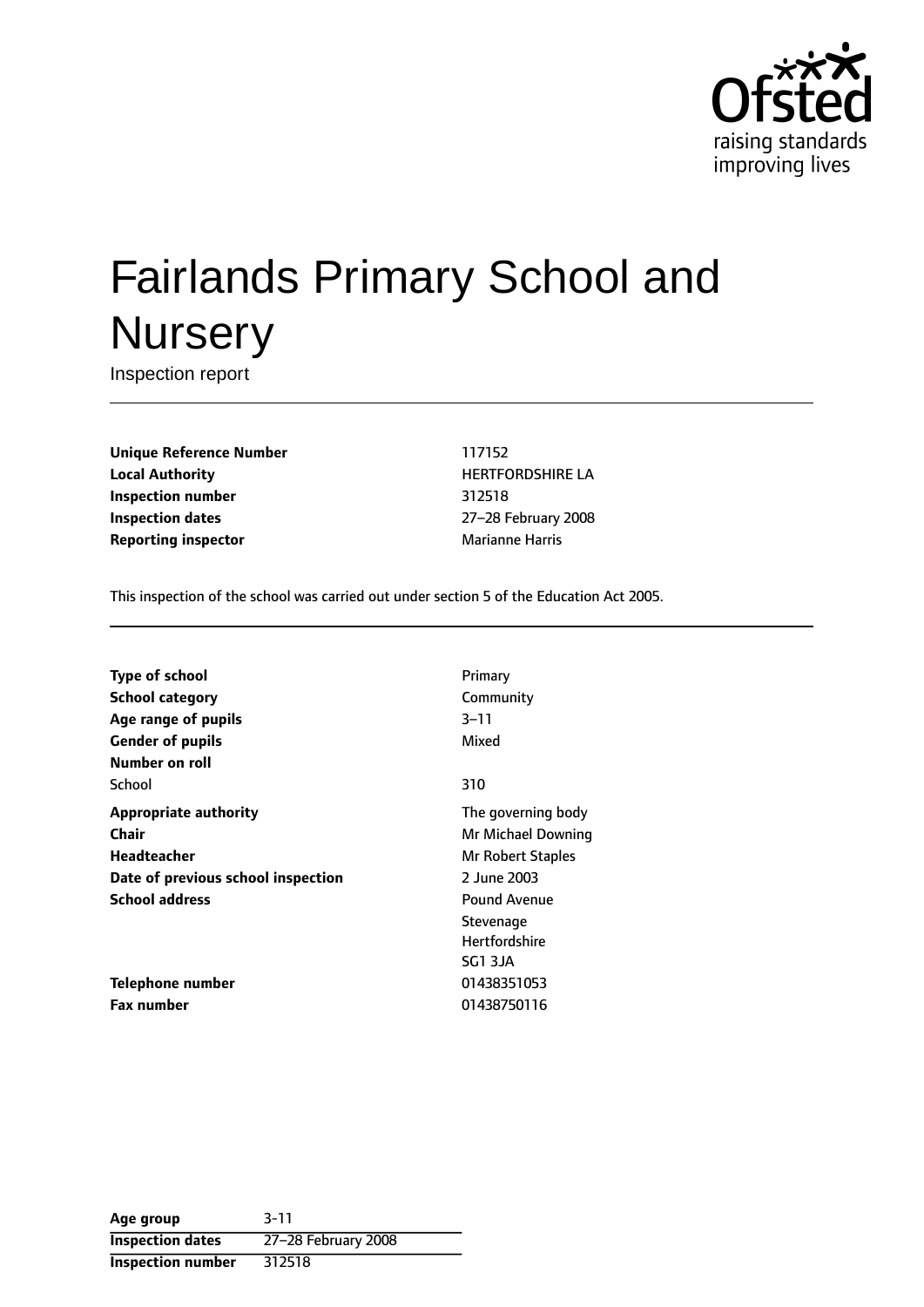# Fairlands Primary School and Nursery

Inspection report

| | |
|---|---|
| **Unique Reference Number** | 117152 |
| **Local Authority** | HERTFORDSHIRE LA |
| **Inspection number** | 312518 |
| **Inspection dates** | 27–28 February 2008 |
| **Reporting inspector** | Marianne Harris |

This inspection of the school was carried out under section 5 of the Education Act 2005.

| | |
|---|---|
| **Type of school** | Primary |
| **School category** | Community |
| **Age range of pupils** | 3–11 |
| **Gender of pupils** | Mixed |
| **Number on roll** | |
| School | 310 |
| **Appropriate authority** | The governing body |
| **Chair** | Mr Michael Downing |
| **Headteacher** | Mr Robert Staples |
| **Date of previous school inspection** | 2 June 2003 |
| **School address** | Pound Avenue<br>Stevenage<br>Hertfordshire<br>SG1 3JA |
| **Telephone number** | 01438351053 |
| **Fax number** | 01438750116 |

| | |
|---|---|
| **Age group** | 3-11 |
| **Inspection dates** | 27–28 February 2008 |
| **Inspection number** | 312518 |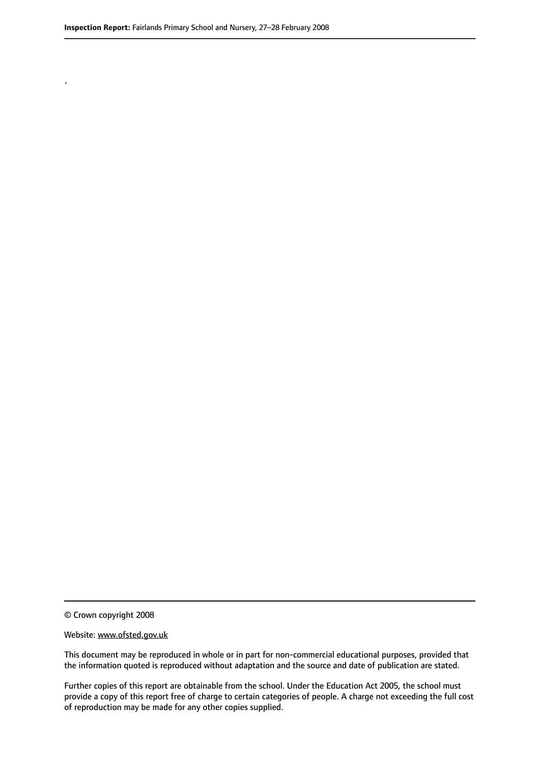.

© Crown copyright 2008

Website: www.ofsted.gov.uk

This document may be reproduced in whole or in part for non-commercial educational purposes, provided that the information quoted is reproduced without adaptation and the source and date of publication are stated.

Further copies of this report are obtainable from the school. Under the Education Act 2005, the school must provide a copy of this report free of charge to certain categories of people. A charge not exceeding the full cost of reproduction may be made for any other copies supplied.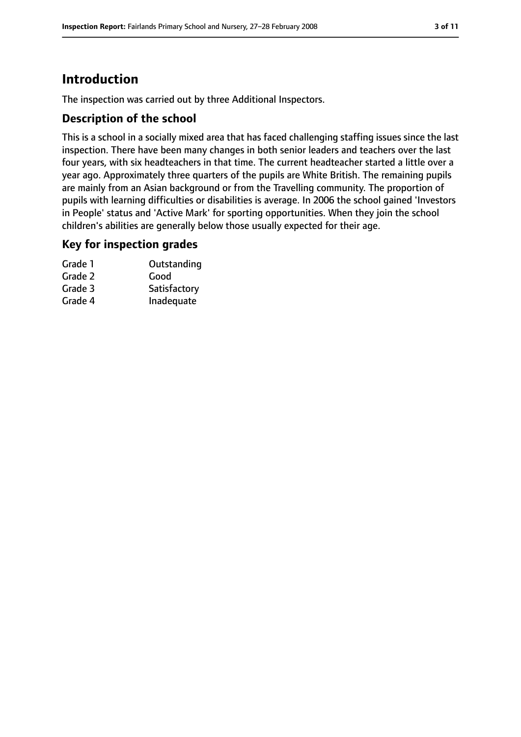# Introduction

The inspection was carried out by three Additional Inspectors.

## Description of the school

This is a school in a socially mixed area that has faced challenging staffing issues since the last inspection. There have been many changes in both senior leaders and teachers over the last four years, with six headteachers in that time. The current headteacher started a little over a year ago. Approximately three quarters of the pupils are White British. The remaining pupils are mainly from an Asian background or from the Travelling community. The proportion of pupils with learning difficulties or disabilities is average. In 2006 the school gained 'Investors in People' status and 'Active Mark' for sporting opportunities. When they join the school children's abilities are generally below those usually expected for their age.

## Key for inspection grades

| | |
|---|---|
| Grade 1 | Outstanding |
| Grade 2 | Good |
| Grade 3 | Satisfactory |
| Grade 4 | Inadequate |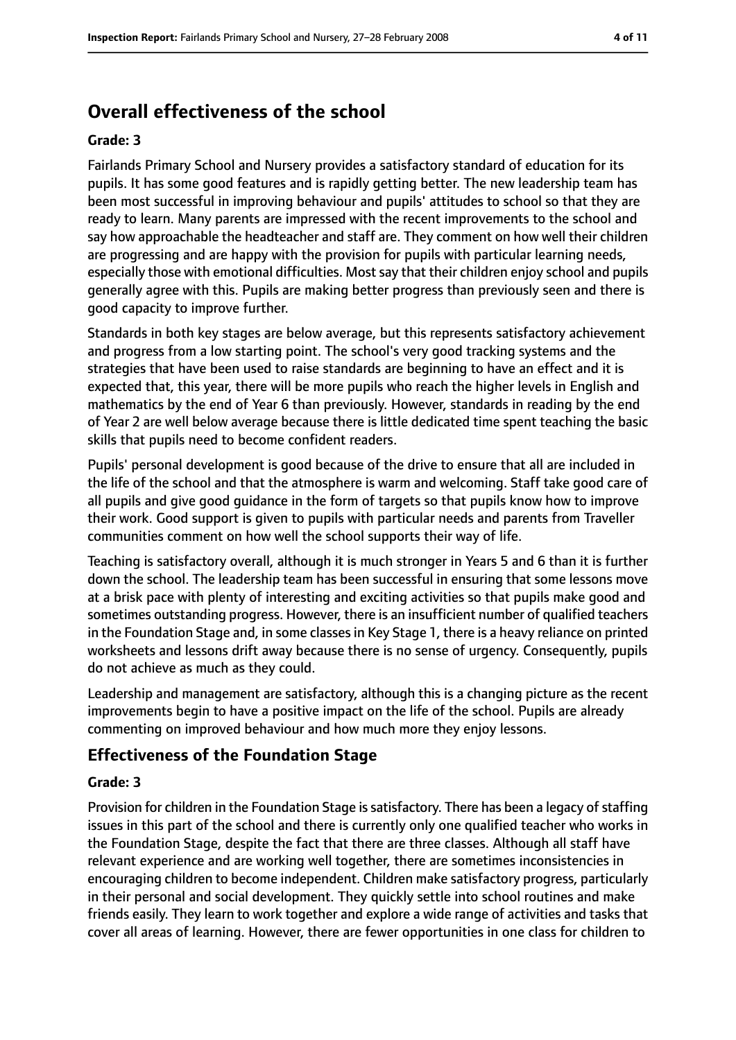## Overall effectiveness of the school

### Grade: 3

Fairlands Primary School and Nursery provides a satisfactory standard of education for its pupils. It has some good features and is rapidly getting better. The new leadership team has been most successful in improving behaviour and pupils' attitudes to school so that they are ready to learn. Many parents are impressed with the recent improvements to the school and say how approachable the headteacher and staff are. They comment on how well their children are progressing and are happy with the provision for pupils with particular learning needs, especially those with emotional difficulties. Most say that their children enjoy school and pupils generally agree with this. Pupils are making better progress than previously seen and there is good capacity to improve further.

Standards in both key stages are below average, but this represents satisfactory achievement and progress from a low starting point. The school's very good tracking systems and the strategies that have been used to raise standards are beginning to have an effect and it is expected that, this year, there will be more pupils who reach the higher levels in English and mathematics by the end of Year 6 than previously. However, standards in reading by the end of Year 2 are well below average because there is little dedicated time spent teaching the basic skills that pupils need to become confident readers.

Pupils' personal development is good because of the drive to ensure that all are included in the life of the school and that the atmosphere is warm and welcoming. Staff take good care of all pupils and give good guidance in the form of targets so that pupils know how to improve their work. Good support is given to pupils with particular needs and parents from Traveller communities comment on how well the school supports their way of life.

Teaching is satisfactory overall, although it is much stronger in Years 5 and 6 than it is further down the school. The leadership team has been successful in ensuring that some lessons move at a brisk pace with plenty of interesting and exciting activities so that pupils make good and sometimes outstanding progress. However, there is an insufficient number of qualified teachers in the Foundation Stage and, in some classes in Key Stage 1, there is a heavy reliance on printed worksheets and lessons drift away because there is no sense of urgency. Consequently, pupils do not achieve as much as they could.

Leadership and management are satisfactory, although this is a changing picture as the recent improvements begin to have a positive impact on the life of the school. Pupils are already commenting on improved behaviour and how much more they enjoy lessons.

## Effectiveness of the Foundation Stage

### Grade: 3

Provision for children in the Foundation Stage is satisfactory. There has been a legacy of staffing issues in this part of the school and there is currently only one qualified teacher who works in the Foundation Stage, despite the fact that there are three classes. Although all staff have relevant experience and are working well together, there are sometimes inconsistencies in encouraging children to become independent. Children make satisfactory progress, particularly in their personal and social development. They quickly settle into school routines and make friends easily. They learn to work together and explore a wide range of activities and tasks that cover all areas of learning. However, there are fewer opportunities in one class for children to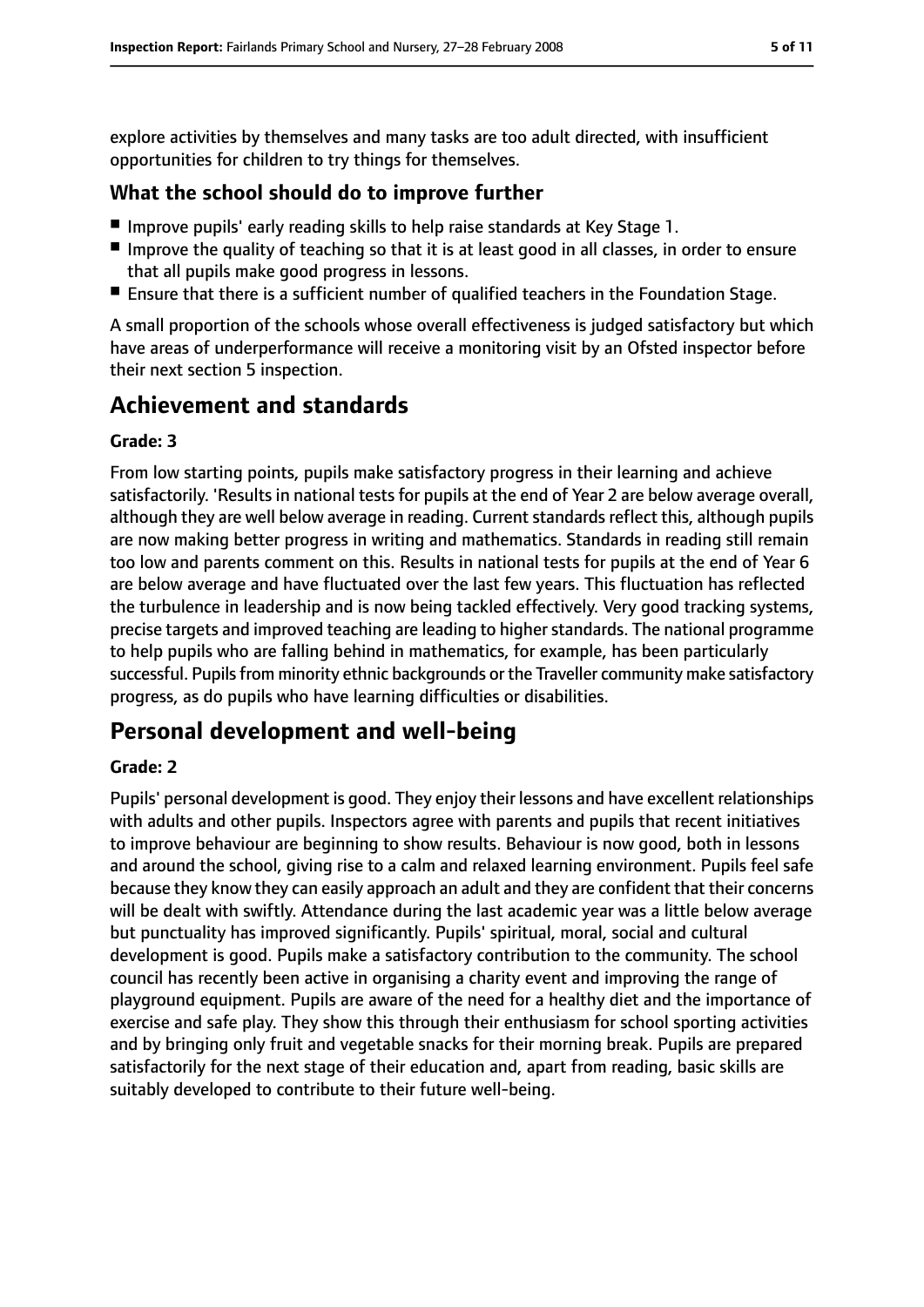explore activities by themselves and many tasks are too adult directed, with insufficient opportunities for children to try things for themselves.

### What the school should do to improve further

- Improve pupils' early reading skills to help raise standards at Key Stage 1.
- Improve the quality of teaching so that it is at least good in all classes, in order to ensure that all pupils make good progress in lessons.
- Ensure that there is a sufficient number of qualified teachers in the Foundation Stage.

A small proportion of the schools whose overall effectiveness is judged satisfactory but which have areas of underperformance will receive a monitoring visit by an Ofsted inspector before their next section 5 inspection.

## Achievement and standards

#### Grade: 3

From low starting points, pupils make satisfactory progress in their learning and achieve satisfactorily. 'Results in national tests for pupils at the end of Year 2 are below average overall, although they are well below average in reading. Current standards reflect this, although pupils are now making better progress in writing and mathematics. Standards in reading still remain too low and parents comment on this. Results in national tests for pupils at the end of Year 6 are below average and have fluctuated over the last few years. This fluctuation has reflected the turbulence in leadership and is now being tackled effectively. Very good tracking systems, precise targets and improved teaching are leading to higher standards. The national programme to help pupils who are falling behind in mathematics, for example, has been particularly successful. Pupils from minority ethnic backgrounds or the Traveller community make satisfactory progress, as do pupils who have learning difficulties or disabilities.

## Personal development and well-being

#### Grade: 2

Pupils' personal development is good. They enjoy their lessons and have excellent relationships with adults and other pupils. Inspectors agree with parents and pupils that recent initiatives to improve behaviour are beginning to show results. Behaviour is now good, both in lessons and around the school, giving rise to a calm and relaxed learning environment. Pupils feel safe because they know they can easily approach an adult and they are confident that their concerns will be dealt with swiftly. Attendance during the last academic year was a little below average but punctuality has improved significantly. Pupils' spiritual, moral, social and cultural development is good. Pupils make a satisfactory contribution to the community. The school council has recently been active in organising a charity event and improving the range of playground equipment. Pupils are aware of the need for a healthy diet and the importance of exercise and safe play. They show this through their enthusiasm for school sporting activities and by bringing only fruit and vegetable snacks for their morning break. Pupils are prepared satisfactorily for the next stage of their education and, apart from reading, basic skills are suitably developed to contribute to their future well-being.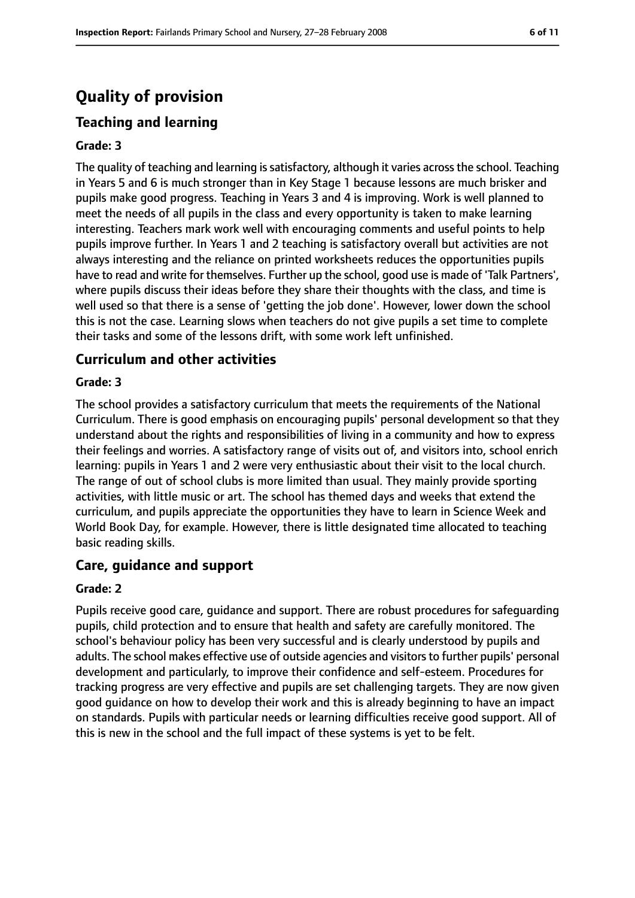# Quality of provision

## Teaching and learning

**Grade: 3**

The quality of teaching and learning is satisfactory, although it varies across the school. Teaching in Years 5 and 6 is much stronger than in Key Stage 1 because lessons are much brisker and pupils make good progress. Teaching in Years 3 and 4 is improving. Work is well planned to meet the needs of all pupils in the class and every opportunity is taken to make learning interesting. Teachers mark work well with encouraging comments and useful points to help pupils improve further. In Years 1 and 2 teaching is satisfactory overall but activities are not always interesting and the reliance on printed worksheets reduces the opportunities pupils have to read and write for themselves. Further up the school, good use is made of 'Talk Partners', where pupils discuss their ideas before they share their thoughts with the class, and time is well used so that there is a sense of 'getting the job done'. However, lower down the school this is not the case. Learning slows when teachers do not give pupils a set time to complete their tasks and some of the lessons drift, with some work left unfinished.

## Curriculum and other activities

**Grade: 3**

The school provides a satisfactory curriculum that meets the requirements of the National Curriculum. There is good emphasis on encouraging pupils' personal development so that they understand about the rights and responsibilities of living in a community and how to express their feelings and worries. A satisfactory range of visits out of, and visitors into, school enrich learning: pupils in Years 1 and 2 were very enthusiastic about their visit to the local church. The range of out of school clubs is more limited than usual. They mainly provide sporting activities, with little music or art. The school has themed days and weeks that extend the curriculum, and pupils appreciate the opportunities they have to learn in Science Week and World Book Day, for example. However, there is little designated time allocated to teaching basic reading skills.

## Care, guidance and support

**Grade: 2**

Pupils receive good care, guidance and support. There are robust procedures for safeguarding pupils, child protection and to ensure that health and safety are carefully monitored. The school's behaviour policy has been very successful and is clearly understood by pupils and adults. The school makes effective use of outside agencies and visitors to further pupils' personal development and particularly, to improve their confidence and self-esteem. Procedures for tracking progress are very effective and pupils are set challenging targets. They are now given good guidance on how to develop their work and this is already beginning to have an impact on standards. Pupils with particular needs or learning difficulties receive good support. All of this is new in the school and the full impact of these systems is yet to be felt.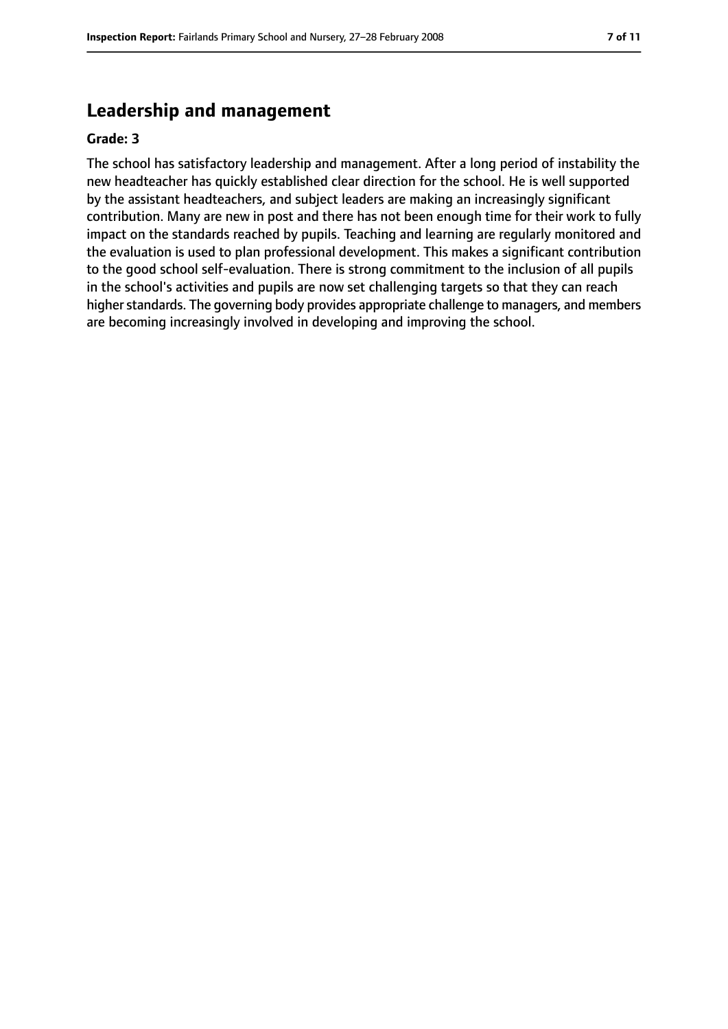## Leadership and management

**Grade: 3**

The school has satisfactory leadership and management. After a long period of instability the new headteacher has quickly established clear direction for the school. He is well supported by the assistant headteachers, and subject leaders are making an increasingly significant contribution. Many are new in post and there has not been enough time for their work to fully impact on the standards reached by pupils. Teaching and learning are regularly monitored and the evaluation is used to plan professional development. This makes a significant contribution to the good school self-evaluation. There is strong commitment to the inclusion of all pupils in the school's activities and pupils are now set challenging targets so that they can reach higher standards. The governing body provides appropriate challenge to managers, and members are becoming increasingly involved in developing and improving the school.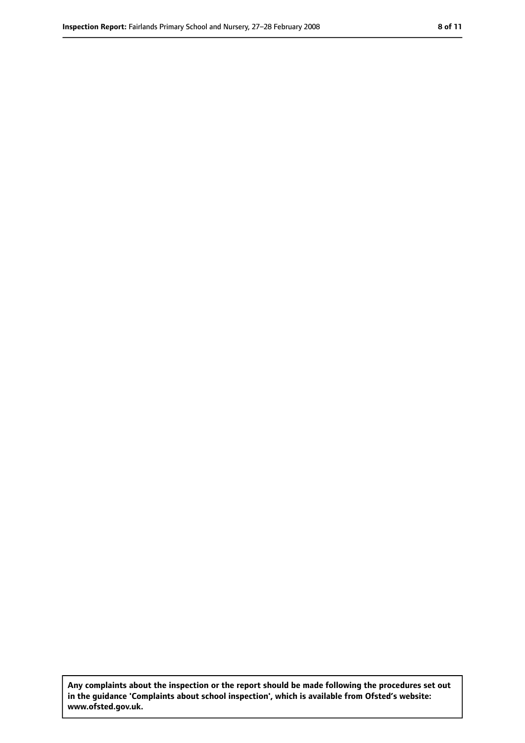**Any complaints about the inspection or the report should be made following the procedures set out in the guidance 'Complaints about school inspection', which is available from Ofsted's website: www.ofsted.gov.uk.**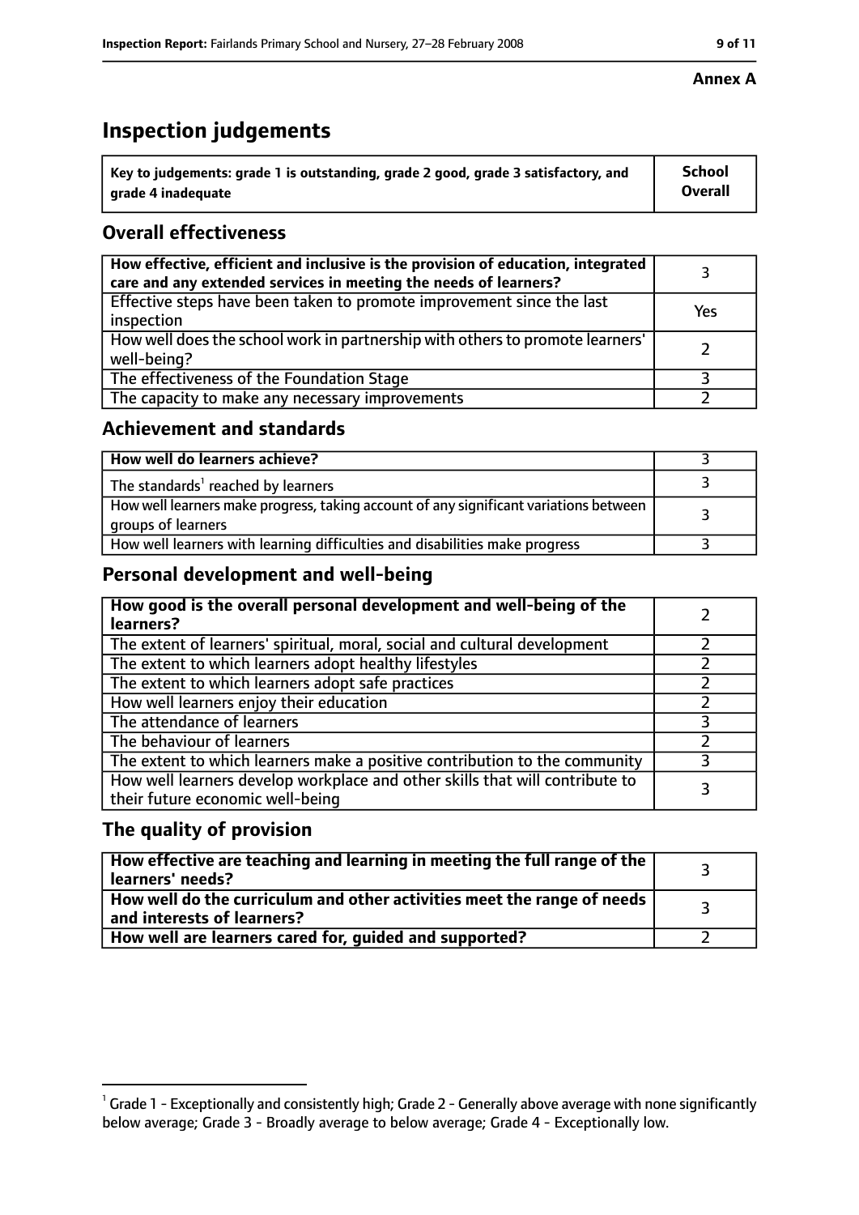**Annex A**

# Inspection judgements

| Key to judgements: grade 1 is outstanding, grade 2 good, grade 3 satisfactory, and grade 4 inadequate | School Overall |
|---|---|

## Overall effectiveness

| | |
|---|---|
| **How effective, efficient and inclusive is the provision of education, integrated care and any extended services in meeting the needs of learners?** | 3 |
| Effective steps have been taken to promote improvement since the last inspection | Yes |
| How well does the school work in partnership with others to promote learners' well-being? | 2 |
| The effectiveness of the Foundation Stage | 3 |
| The capacity to make any necessary improvements | 2 |

## Achievement and standards

| | |
|---|---|
| **How well do learners achieve?** | 3 |
| The standards[1] reached by learners | 3 |
| How well learners make progress, taking account of any significant variations between groups of learners | 3 |
| How well learners with learning difficulties and disabilities make progress | 3 |

## Personal development and well-being

| | |
|---|---|
| **How good is the overall personal development and well-being of the learners?** | 2 |
| The extent of learners' spiritual, moral, social and cultural development | 2 |
| The extent to which learners adopt healthy lifestyles | 2 |
| The extent to which learners adopt safe practices | 2 |
| How well learners enjoy their education | 2 |
| The attendance of learners | 3 |
| The behaviour of learners | 2 |
| The extent to which learners make a positive contribution to the community | 3 |
| How well learners develop workplace and other skills that will contribute to their future economic well-being | 3 |

## The quality of provision

| | |
|---|---|
| **How effective are teaching and learning in meeting the full range of the learners' needs?** | 3 |
| **How well do the curriculum and other activities meet the range of needs and interests of learners?** | 3 |
| **How well are learners cared for, guided and supported?** | 2 |

[1] Grade 1 - Exceptionally and consistently high; Grade 2 - Generally above average with none significantly below average; Grade 3 - Broadly average to below average; Grade 4 - Exceptionally low.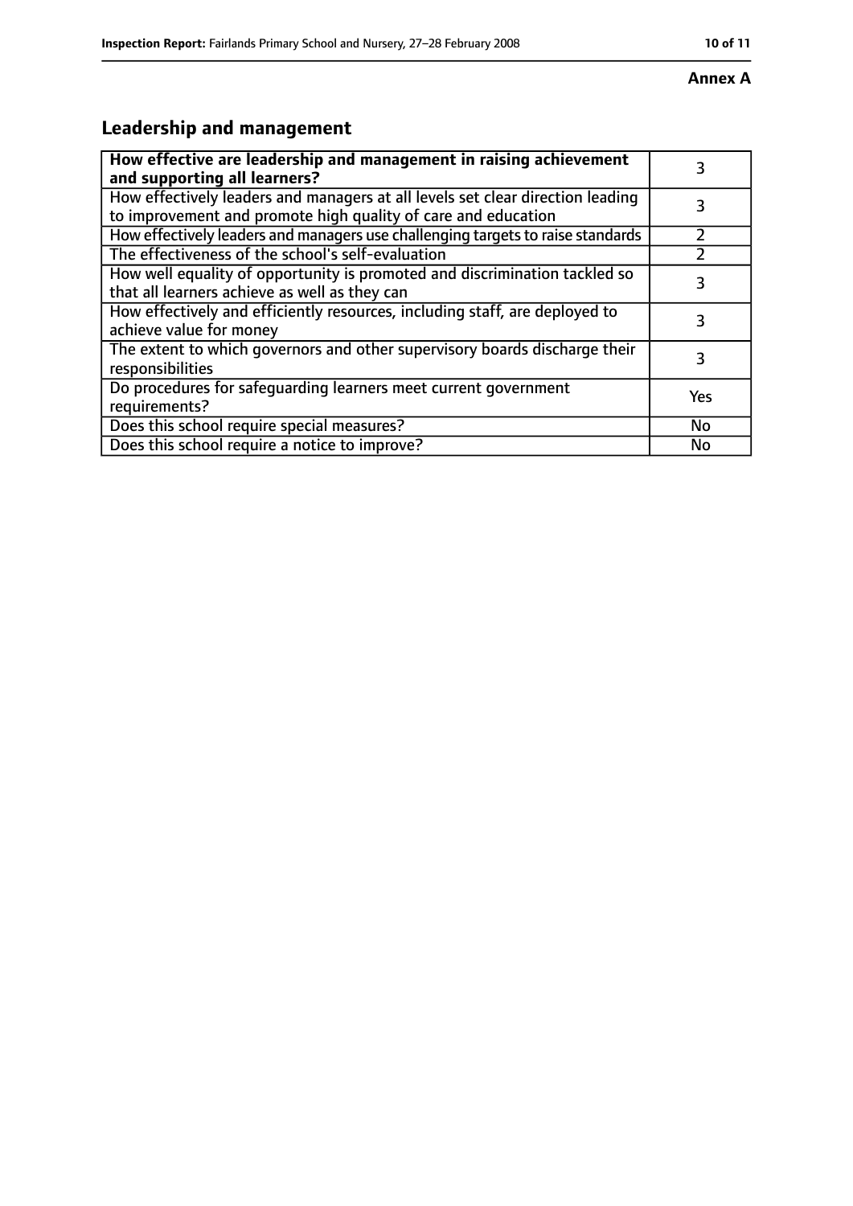**Annex A**

## Leadership and management

| | |
|---|---|
| **How effective are leadership and management in raising achievement and supporting all learners?** | 3 |
| How effectively leaders and managers at all levels set clear direction leading to improvement and promote high quality of care and education | 3 |
| How effectively leaders and managers use challenging targets to raise standards | 2 |
| The effectiveness of the school's self-evaluation | 2 |
| How well equality of opportunity is promoted and discrimination tackled so that all learners achieve as well as they can | 3 |
| How effectively and efficiently resources, including staff, are deployed to achieve value for money | 3 |
| The extent to which governors and other supervisory boards discharge their responsibilities | 3 |
| Do procedures for safeguarding learners meet current government requirements? | Yes |
| Does this school require special measures? | No |
| Does this school require a notice to improve? | No |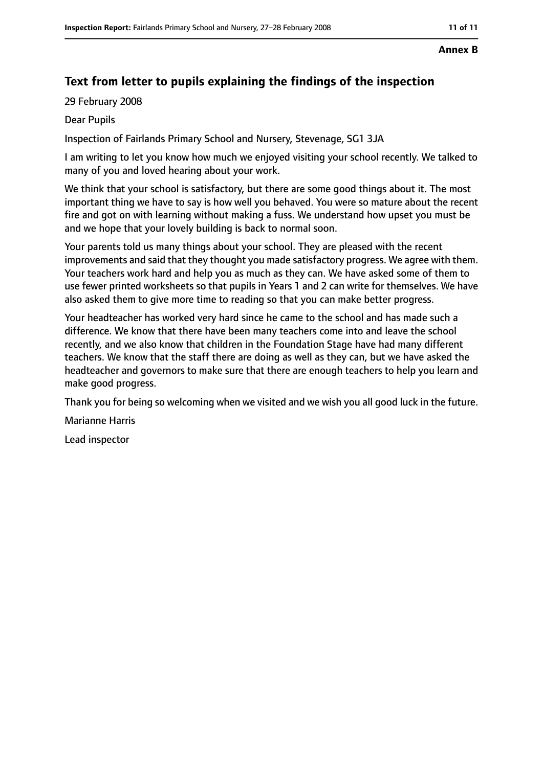**Annex B**

## Text from letter to pupils explaining the findings of the inspection

29 February 2008

Dear Pupils

Inspection of Fairlands Primary School and Nursery, Stevenage, SG1 3JA

I am writing to let you know how much we enjoyed visiting your school recently. We talked to many of you and loved hearing about your work.

We think that your school is satisfactory, but there are some good things about it. The most important thing we have to say is how well you behaved. You were so mature about the recent fire and got on with learning without making a fuss. We understand how upset you must be and we hope that your lovely building is back to normal soon.

Your parents told us many things about your school. They are pleased with the recent improvements and said that they thought you made satisfactory progress. We agree with them. Your teachers work hard and help you as much as they can. We have asked some of them to use fewer printed worksheets so that pupils in Years 1 and 2 can write for themselves. We have also asked them to give more time to reading so that you can make better progress.

Your headteacher has worked very hard since he came to the school and has made such a difference. We know that there have been many teachers come into and leave the school recently, and we also know that children in the Foundation Stage have had many different teachers. We know that the staff there are doing as well as they can, but we have asked the headteacher and governors to make sure that there are enough teachers to help you learn and make good progress.

Thank you for being so welcoming when we visited and we wish you all good luck in the future.

Marianne Harris

Lead inspector